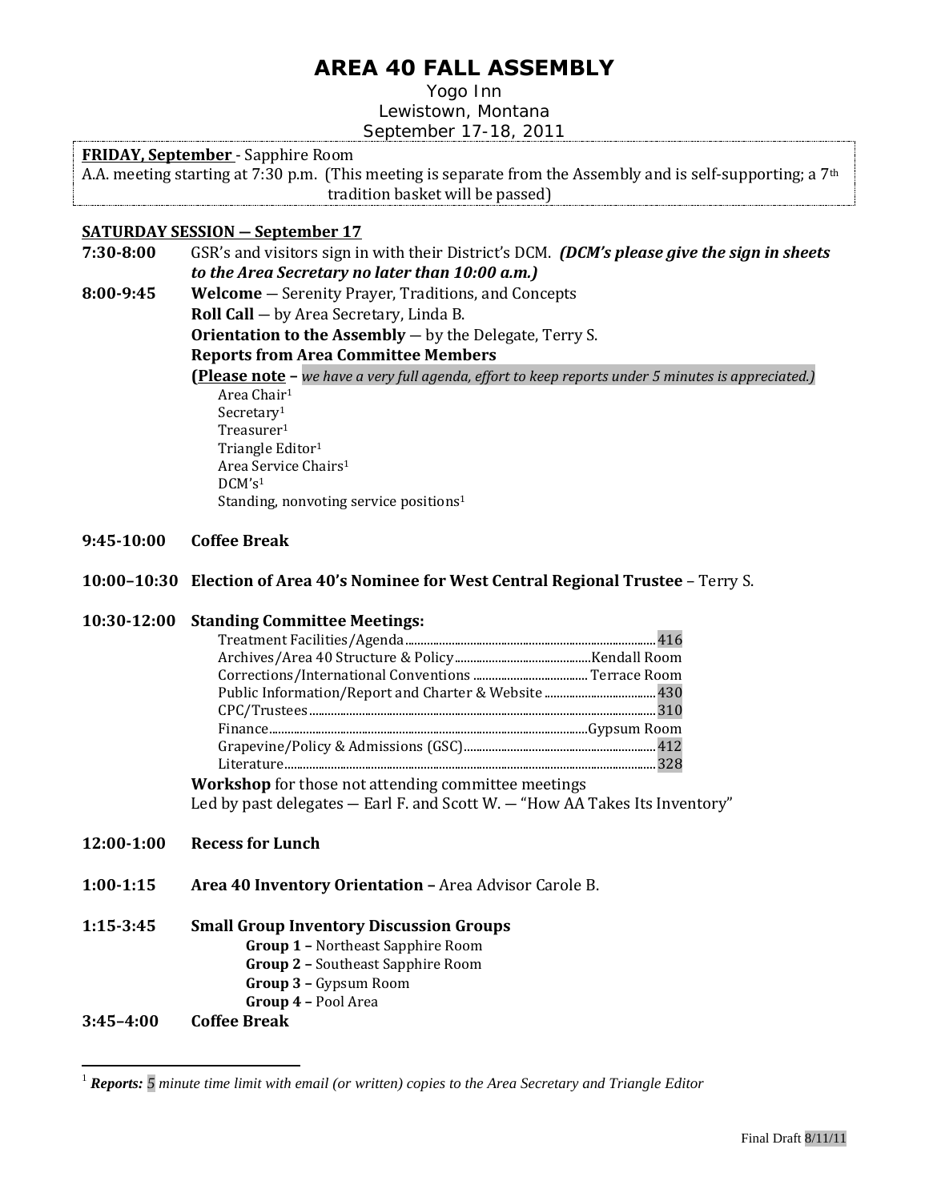# AREA 40 FALL ASSEMBLY

Yogo Inn
Lewistown, Montana
September 17-18, 2011

**FRIDAY, September** - Sapphire Room
A.A. meeting starting at 7:30 p.m. (This meeting is separate from the Assembly and is self-supporting; a 7th tradition basket will be passed)

**SATURDAY SESSION — September 17**

**7:30-8:00** GSR's and visitors sign in with their District's DCM. ***(DCM's please give the sign in sheets to the Area Secretary no later than 10:00 a.m.)***

**8:00-9:45** **Welcome** — Serenity Prayer, Traditions, and Concepts
**Roll Call** — by Area Secretary, Linda B.
**Orientation to the Assembly** — by the Delegate, Terry S.
**Reports from Area Committee Members**
**(Please note** – *we have a very full agenda, effort to keep reports under 5 minutes is appreciated.)*
- Area Chair[1]
- Secretary[1]
- Treasurer[1]
- Triangle Editor[1]
- Area Service Chairs[1]
- DCM's[1]
- Standing, nonvoting service positions[1]

**9:45-10:00** **Coffee Break**

**10:00–10:30** **Election of Area 40's Nominee for West Central Regional Trustee** – Terry S.

**10:30-12:00** **Standing Committee Meetings:**

| Committee | Room |
|---|---|
| Treatment Facilities/Agenda | 416 |
| Archives/Area 40 Structure & Policy | Kendall Room |
| Corrections/International Conventions | Terrace Room |
| Public Information/Report and Charter & Website | 430 |
| CPC/Trustees | 310 |
| Finance | Gypsum Room |
| Grapevine/Policy & Admissions (GSC) | 412 |
| Literature | 328 |

**Workshop** for those not attending committee meetings
Led by past delegates — Earl F. and Scott W. — "How AA Takes Its Inventory"

**12:00-1:00** **Recess for Lunch**

**1:00-1:15** **Area 40 Inventory Orientation –** Area Advisor Carole B.

**1:15-3:45** **Small Group Inventory Discussion Groups**
- **Group 1 –** Northeast Sapphire Room
- **Group 2 –** Southeast Sapphire Room
- **Group 3 –** Gypsum Room
- **Group 4 –** Pool Area

**3:45–4:00** **Coffee Break**

---

[1] ***Reports:*** *5 minute time limit with email (or written) copies to the Area Secretary and Triangle Editor*

Final Draft 8/11/11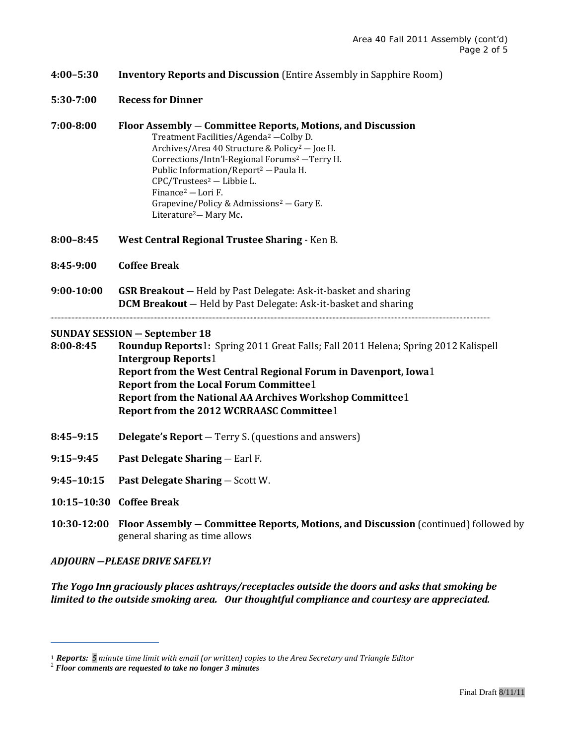**4:00–5:30** **Inventory Reports and Discussion** (Entire Assembly in Sapphire Room)

**5:30-7:00** **Recess for Dinner**

**7:00-8:00** **Floor Assembly — Committee Reports, Motions, and Discussion**

- Treatment Facilities/Agenda[2] —Colby D.
- Archives/Area 40 Structure & Policy[2] — Joe H.
- Corrections/Intn'l-Regional Forums[2] —Terry H.
- Public Information/Report[2] —Paula H.
- CPC/Trustees[2] — Libbie L.
- Finance[2] —Lori F.
- Grapevine/Policy & Admissions[2] — Gary E.
- Literature[2]— Mary Mc**.**

**8:00–8:45** **West Central Regional Trustee Sharing** - Ken B.

**8:45-9:00** **Coffee Break**

**9:00-10:00** **GSR Breakout** — Held by Past Delegate: Ask-it-basket and sharing
**DCM Breakout** — Held by Past Delegate: Ask-it-basket and sharing

---

## SUNDAY SESSION — September 18

**8:00-8:45** **Roundup Reports**[1]**:** Spring 2011 Great Falls; Fall 2011 Helena; Spring 2012 Kalispell
**Intergroup Reports**[1]
**Report from the West Central Regional Forum in Davenport, Iowa**[1]
**Report from the Local Forum Committee**[1]
**Report from the National AA Archives Workshop Committee**[1]
**Report from the 2012 WCRRAASC Committee**[1]

**8:45–9:15** **Delegate's Report** — Terry S. (questions and answers)

**9:15–9:45** **Past Delegate Sharing** — Earl F.

**9:45–10:15** **Past Delegate Sharing** — Scott W.

**10:15–10:30** **Coffee Break**

**10:30-12:00** **Floor Assembly** — **Committee Reports, Motions, and Discussion** (continued) followed by general sharing as time allows

***ADJOURN —PLEASE DRIVE SAFELY!***

***The Yogo Inn graciously places ashtrays/receptacles outside the doors and asks that smoking be limited to the outside smoking area. Our thoughtful compliance and courtesy are appreciated.***

---

[1] ***Reports:*** *5 minute time limit with email (or written) copies to the Area Secretary and Triangle Editor*

[2] ***Floor comments are requested to take no longer 3 minutes***

Final Draft 8/11/11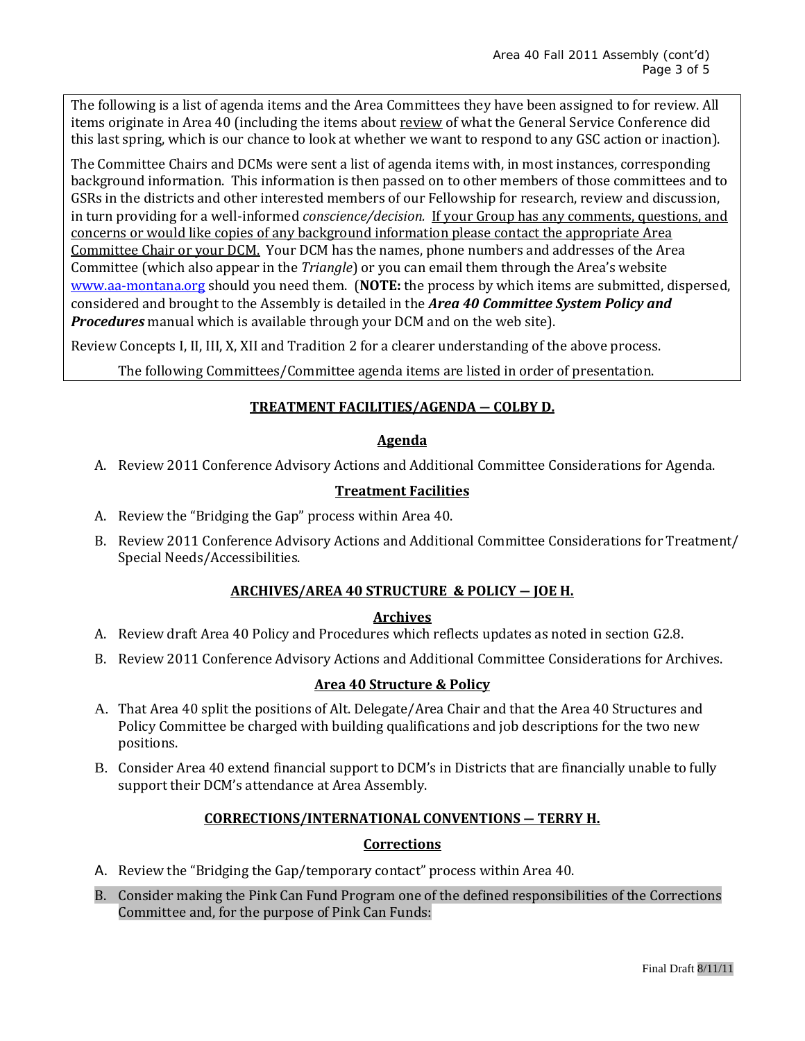The following is a list of agenda items and the Area Committees they have been assigned to for review. All items originate in Area 40 (including the items about review of what the General Service Conference did this last spring, which is our chance to look at whether we want to respond to any GSC action or inaction).

The Committee Chairs and DCMs were sent a list of agenda items with, in most instances, corresponding background information. This information is then passed on to other members of those committees and to GSRs in the districts and other interested members of our Fellowship for research, review and discussion, in turn providing for a well-informed *conscience/decision.* If your Group has any comments, questions, and concerns or would like copies of any background information please contact the appropriate Area Committee Chair or your DCM. Your DCM has the names, phone numbers and addresses of the Area Committee (which also appear in the *Triangle*) or you can email them through the Area's website www.aa-montana.org should you need them. (**NOTE:** the process by which items are submitted, dispersed, considered and brought to the Assembly is detailed in the ***Area 40 Committee System Policy and Procedures*** manual which is available through your DCM and on the web site).

Review Concepts I, II, III, X, XII and Tradition 2 for a clearer understanding of the above process.

The following Committees/Committee agenda items are listed in order of presentation.

## TREATMENT FACILITIES/AGENDA — COLBY D.

### Agenda

A. Review 2011 Conference Advisory Actions and Additional Committee Considerations for Agenda.

### Treatment Facilities

A. Review the "Bridging the Gap" process within Area 40.
B. Review 2011 Conference Advisory Actions and Additional Committee Considerations for Treatment/ Special Needs/Accessibilities.

## ARCHIVES/AREA 40 STRUCTURE & POLICY — JOE H.

### Archives

A. Review draft Area 40 Policy and Procedures which reflects updates as noted in section G2.8.
B. Review 2011 Conference Advisory Actions and Additional Committee Considerations for Archives.

### Area 40 Structure & Policy

A. That Area 40 split the positions of Alt. Delegate/Area Chair and that the Area 40 Structures and Policy Committee be charged with building qualifications and job descriptions for the two new positions.
B. Consider Area 40 extend financial support to DCM's in Districts that are financially unable to fully support their DCM's attendance at Area Assembly.

## CORRECTIONS/INTERNATIONAL CONVENTIONS — TERRY H.

### Corrections

A. Review the "Bridging the Gap/temporary contact" process within Area 40.
B. Consider making the Pink Can Fund Program one of the defined responsibilities of the Corrections Committee and, for the purpose of Pink Can Funds:

Final Draft 8/11/11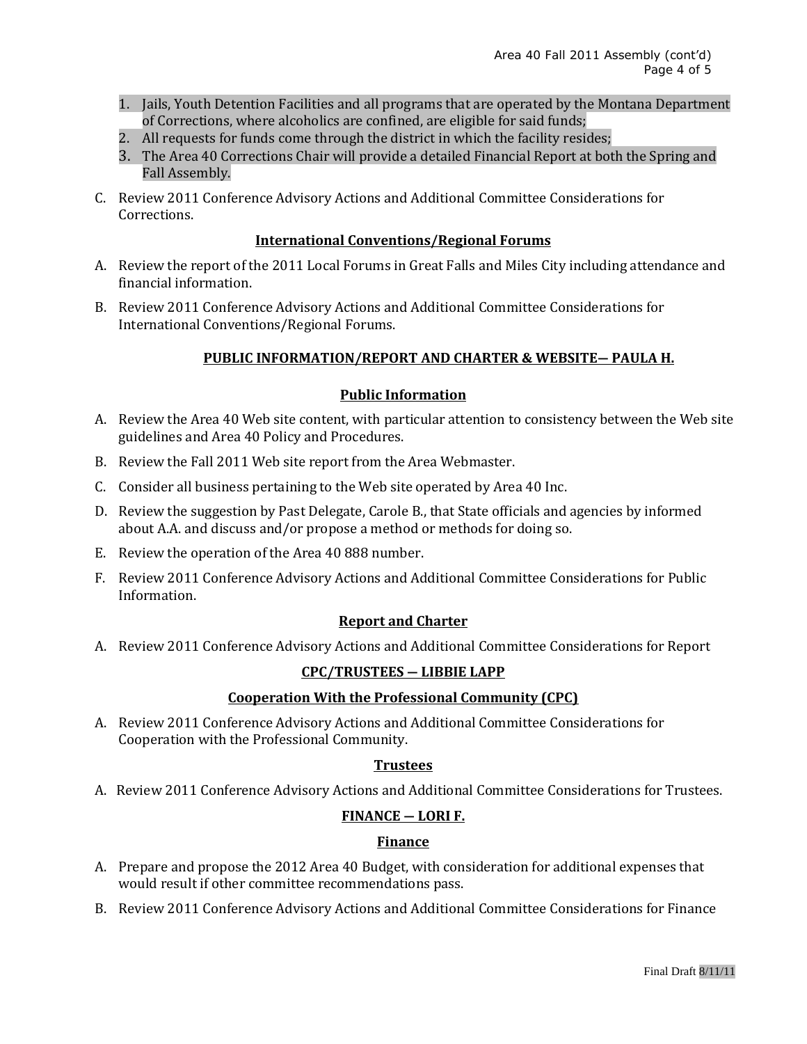1. Jails, Youth Detention Facilities and all programs that are operated by the Montana Department of Corrections, where alcoholics are confined, are eligible for said funds;
2. All requests for funds come through the district in which the facility resides;
3. The Area 40 Corrections Chair will provide a detailed Financial Report at both the Spring and Fall Assembly.

C. Review 2011 Conference Advisory Actions and Additional Committee Considerations for Corrections.

### International Conventions/Regional Forums

A. Review the report of the 2011 Local Forums in Great Falls and Miles City including attendance and financial information.

B. Review 2011 Conference Advisory Actions and Additional Committee Considerations for International Conventions/Regional Forums.

## PUBLIC INFORMATION/REPORT AND CHARTER & WEBSITE— PAULA H.

### Public Information

A. Review the Area 40 Web site content, with particular attention to consistency between the Web site guidelines and Area 40 Policy and Procedures.

B. Review the Fall 2011 Web site report from the Area Webmaster.

C. Consider all business pertaining to the Web site operated by Area 40 Inc.

D. Review the suggestion by Past Delegate, Carole B., that State officials and agencies by informed about A.A. and discuss and/or propose a method or methods for doing so.

E. Review the operation of the Area 40 888 number.

F. Review 2011 Conference Advisory Actions and Additional Committee Considerations for Public Information.

### Report and Charter

A. Review 2011 Conference Advisory Actions and Additional Committee Considerations for Report

## CPC/TRUSTEES — LIBBIE LAPP

### Cooperation With the Professional Community (CPC)

A. Review 2011 Conference Advisory Actions and Additional Committee Considerations for Cooperation with the Professional Community.

### Trustees

A. Review 2011 Conference Advisory Actions and Additional Committee Considerations for Trustees.

## FINANCE — LORI F.

### Finance

A. Prepare and propose the 2012 Area 40 Budget, with consideration for additional expenses that would result if other committee recommendations pass.

B. Review 2011 Conference Advisory Actions and Additional Committee Considerations for Finance

Final Draft 8/11/11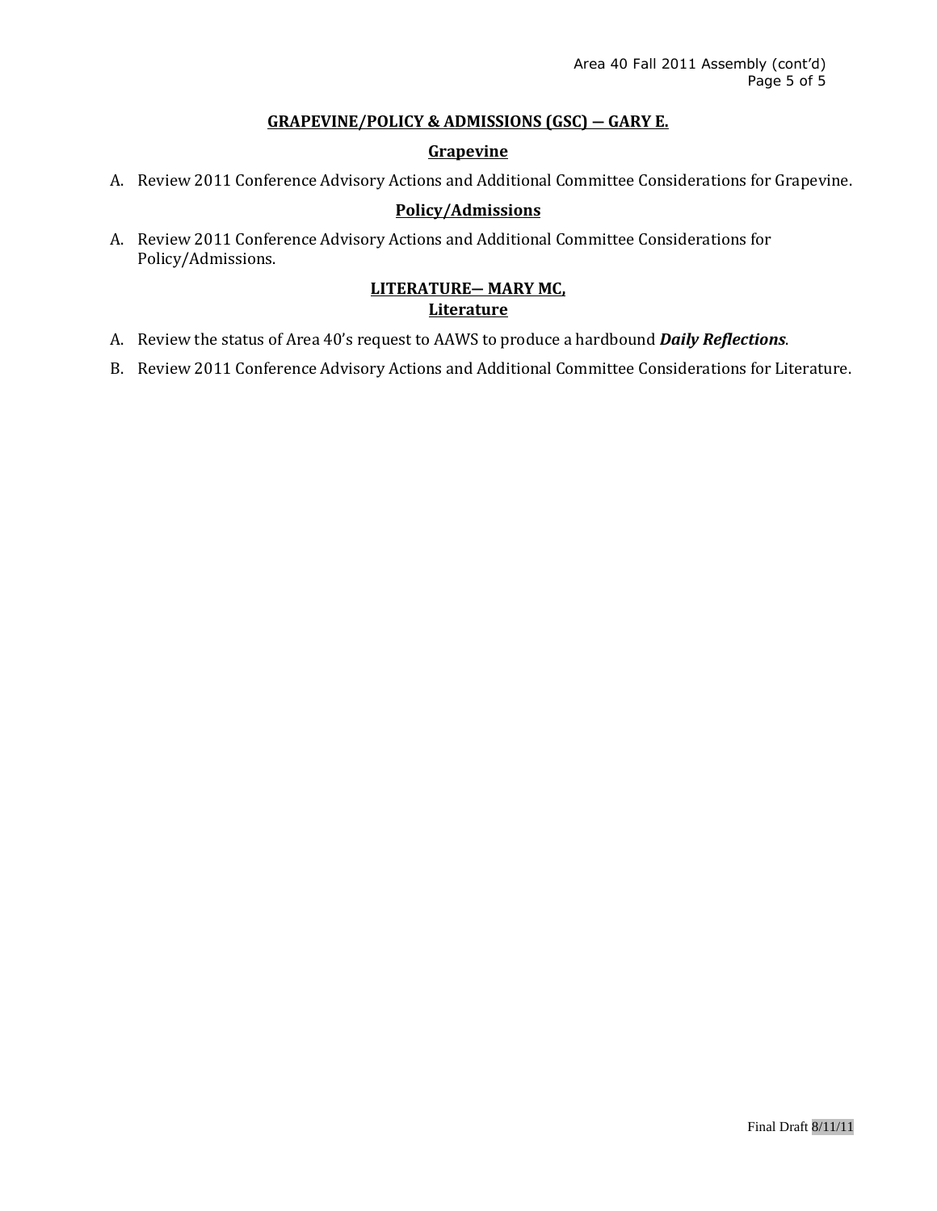## GRAPEVINE/POLICY & ADMISSIONS (GSC) — GARY E.

### Grapevine

A. Review 2011 Conference Advisory Actions and Additional Committee Considerations for Grapevine.

### Policy/Admissions

A. Review 2011 Conference Advisory Actions and Additional Committee Considerations for Policy/Admissions.

## LITERATURE— MARY MC,

### Literature

A. Review the status of Area 40's request to AAWS to produce a hardbound ***Daily Reflections***.

B. Review 2011 Conference Advisory Actions and Additional Committee Considerations for Literature.

Final Draft 8/11/11